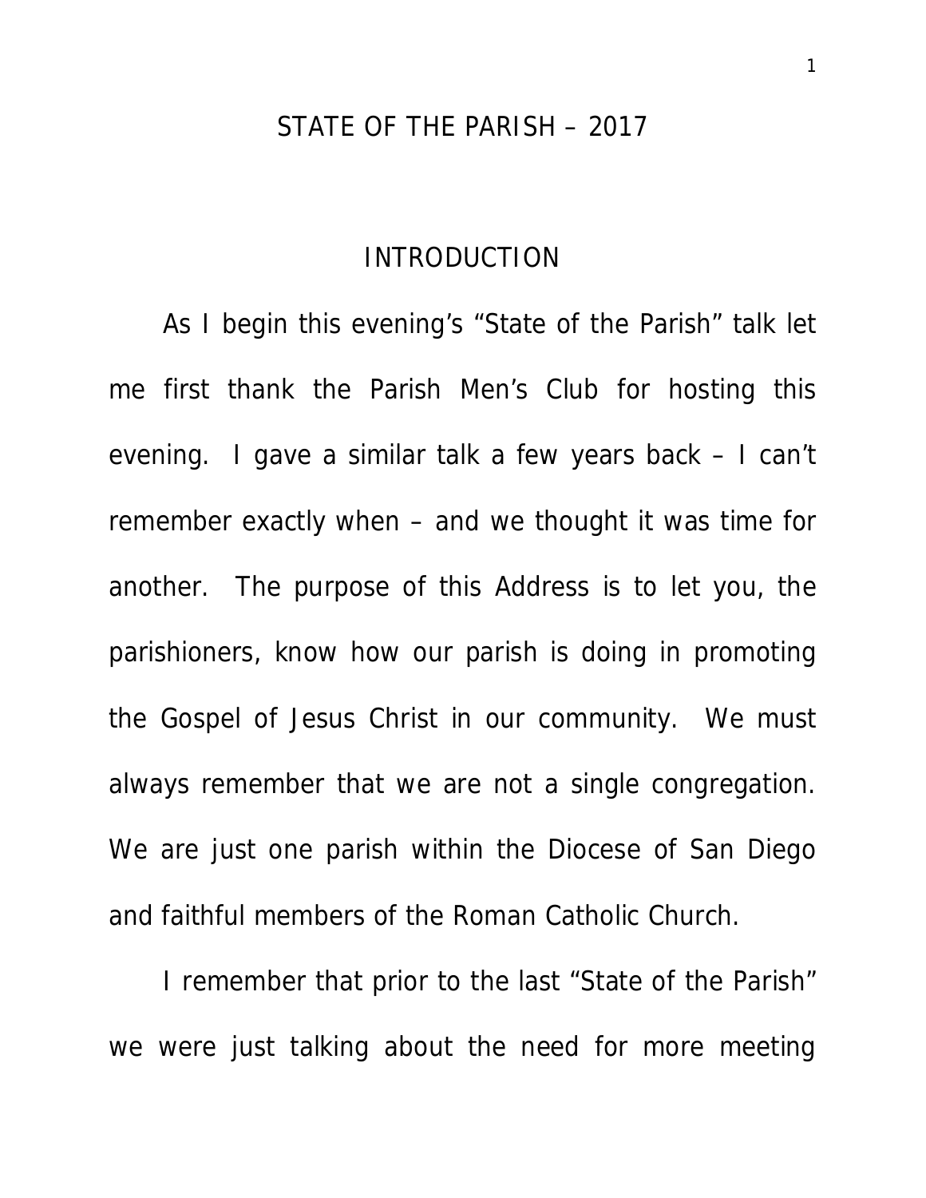# STATE OF THE PARISH – 2017

## INTRODUCTION

As I begin this evening's "State of the Parish" talk let me first thank the Parish Men's Club for hosting this evening. I gave a similar talk a few years back – I can't remember exactly when – and we thought it was time for another. The purpose of this Address is to let you, the parishioners, know how our parish is doing in promoting the Gospel of Jesus Christ in our community. We must always remember that we are not a single congregation. We are just one parish within the Diocese of San Diego and faithful members of the Roman Catholic Church.

I remember that prior to the last "State of the Parish" we were just talking about the need for more meeting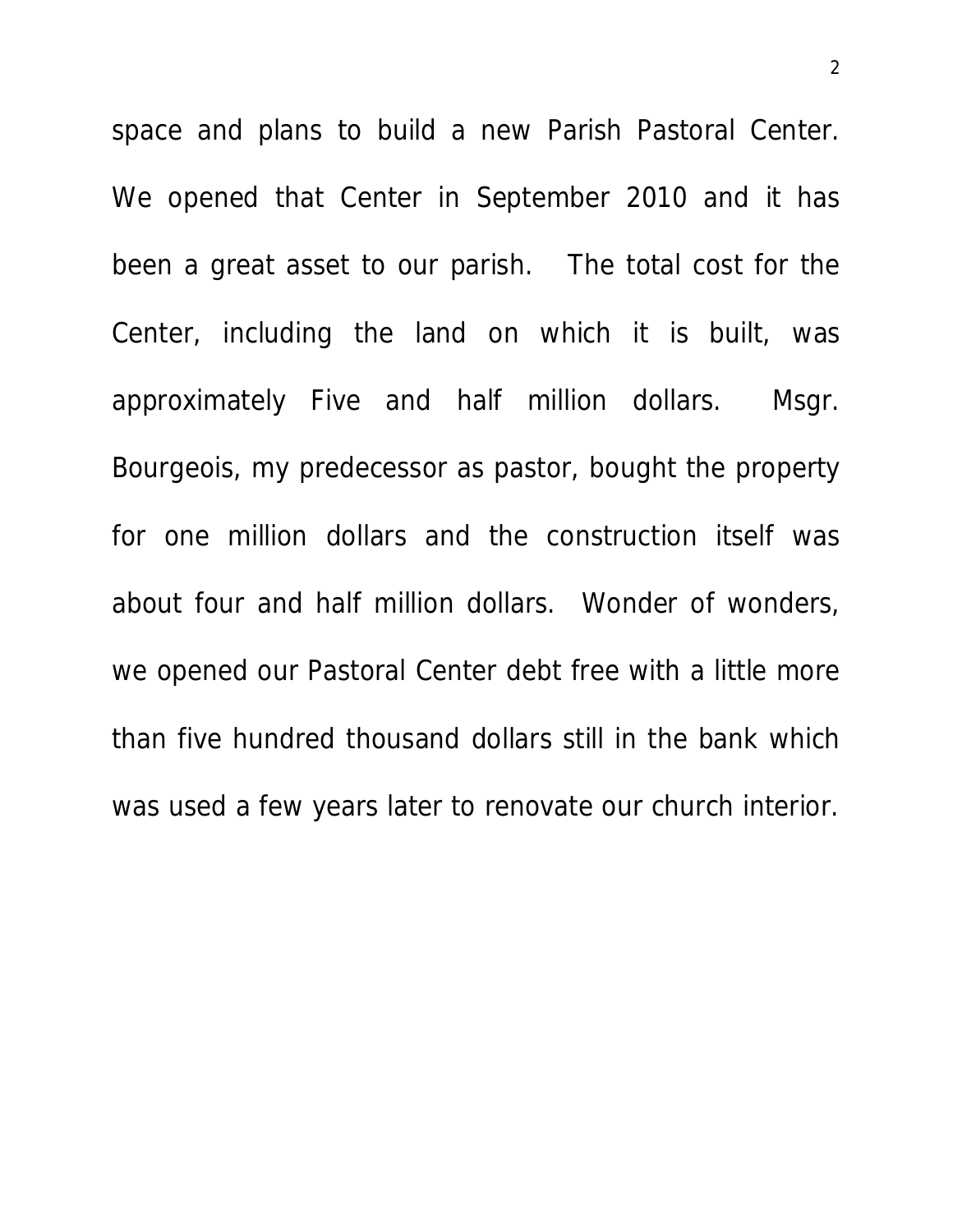space and plans to build a new Parish Pastoral Center. We opened that Center in September 2010 and it has been a great asset to our parish. The total cost for the Center, including the land on which it is built, was approximately Five and half million dollars. Msgr. Bourgeois, my predecessor as pastor, bought the property for one million dollars and the construction itself was about four and half million dollars. Wonder of wonders, we opened our Pastoral Center debt free with a little more than five hundred thousand dollars still in the bank which was used a few years later to renovate our church interior.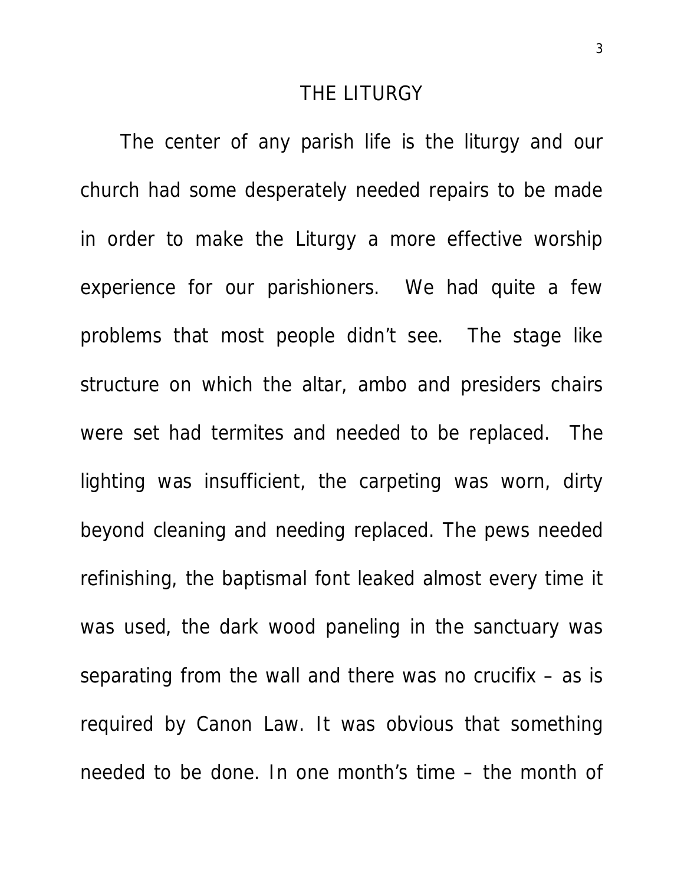# THE LITURGY

The center of any parish life is the liturgy and our church had some desperately needed repairs to be made in order to make the Liturgy a more effective worship experience for our parishioners. We had quite a few problems that most people didn't see. The stage like structure on which the altar, ambo and presiders chairs were set had termites and needed to be replaced. The lighting was insufficient, the carpeting was worn, dirty beyond cleaning and needing replaced. The pews needed refinishing, the baptismal font leaked almost every time it was used, the dark wood paneling in the sanctuary was separating from the wall and there was no crucifix – as is required by Canon Law. It was obvious that something needed to be done. In one month's time – the month of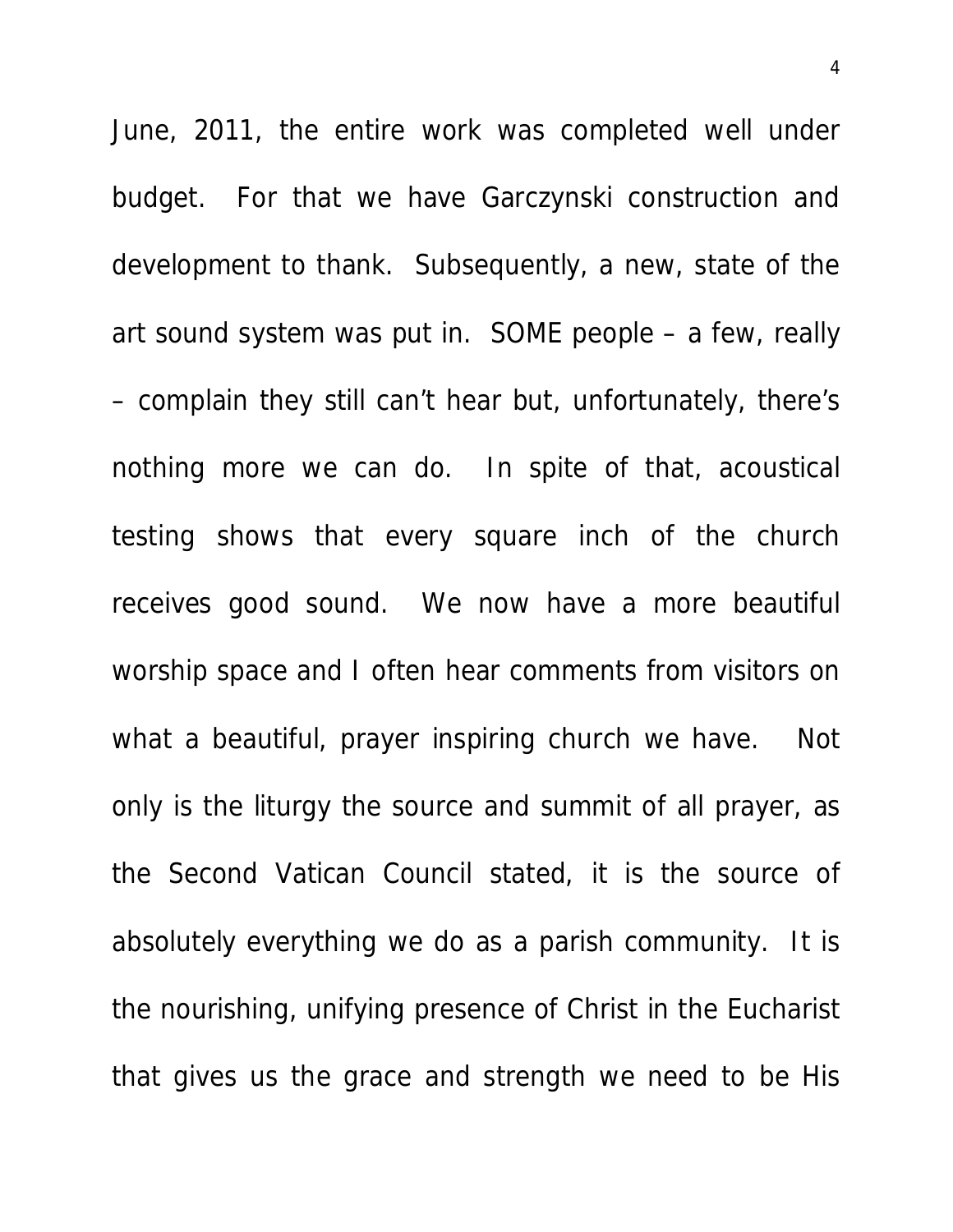June, 2011, the entire work was completed well under budget. For that we have Garczynski construction and development to thank. Subsequently, a new, state of the art sound system was put in. SOME people – a few, really – complain they still can't hear but, unfortunately, there's nothing more we can do. In spite of that, acoustical testing shows that every square inch of the church receives good sound. We now have a more beautiful worship space and I often hear comments from visitors on what a beautiful, prayer inspiring church we have. Not only is the liturgy the source and summit of all prayer, as the Second Vatican Council stated, it is the source of absolutely everything we do as a parish community. It is the nourishing, unifying presence of Christ in the Eucharist that gives us the grace and strength we need to be His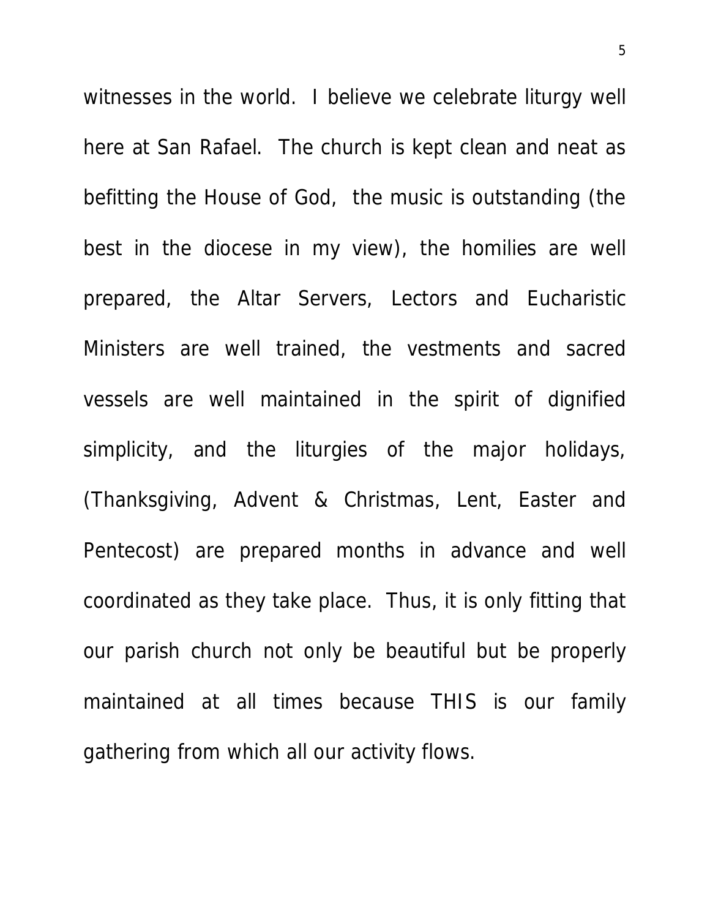witnesses in the world. I believe we celebrate liturgy well here at San Rafael. The church is kept clean and neat as befitting the House of God, the music is outstanding (the best in the diocese in my view), the homilies are well prepared, the Altar Servers, Lectors and Eucharistic Ministers are well trained, the vestments and sacred vessels are well maintained in the spirit of dignified simplicity, and the liturgies of the major holidays, (Thanksgiving, Advent & Christmas, Lent, Easter and Pentecost) are prepared months in advance and well coordinated as they take place. Thus, it is only fitting that our parish church not only be beautiful but be properly maintained at all times because THIS is our family gathering from which all our activity flows.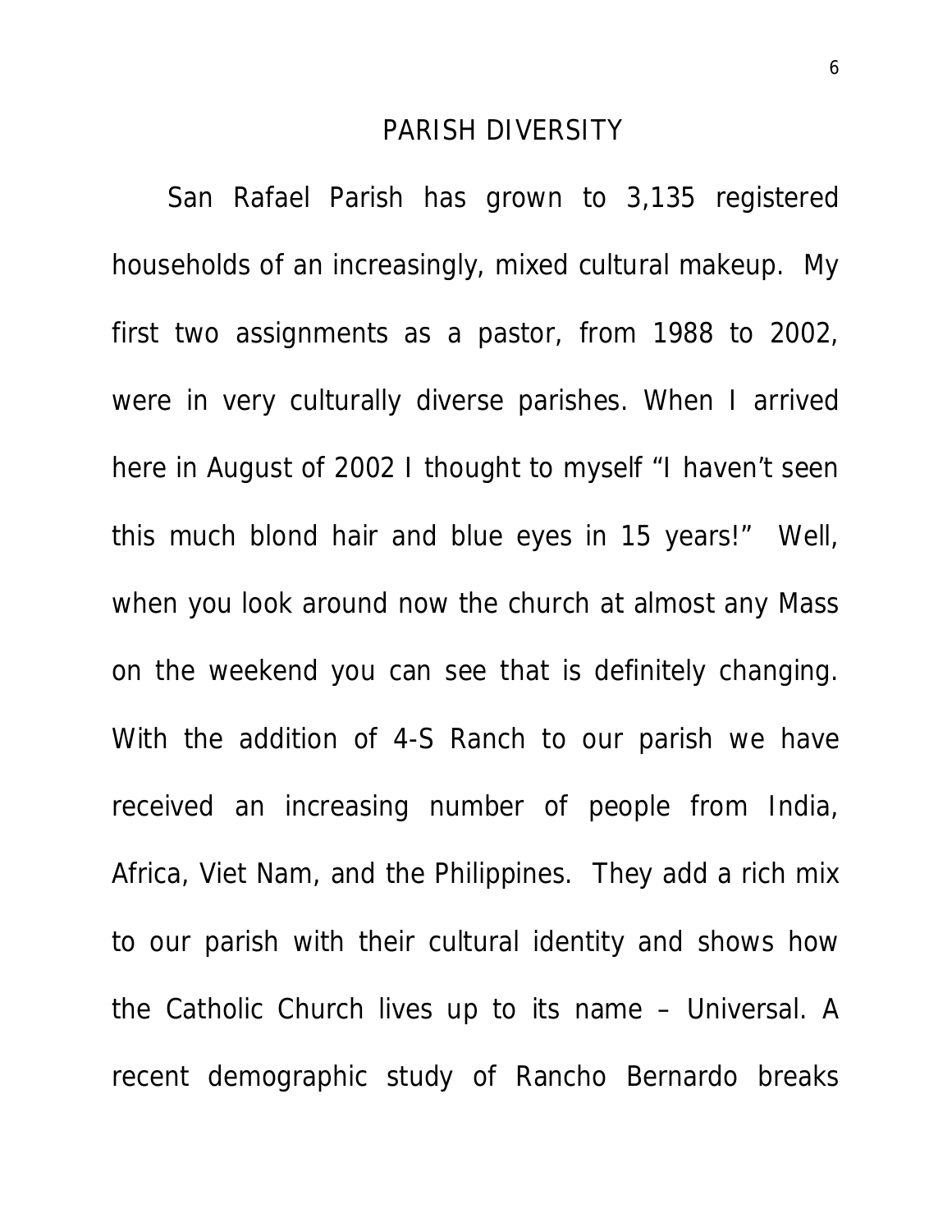## PARISH DIVERSITY

San Rafael Parish has grown to 3,135 registered households of an increasingly, mixed cultural makeup. My first two assignments as a pastor, from 1988 to 2002, were in very culturally diverse parishes. When I arrived here in August of 2002 I thought to myself "I haven't seen this much blond hair and blue eyes in 15 years!" Well, when you look around now the church at almost any Mass on the weekend you can see that is definitely changing. With the addition of 4-S Ranch to our parish we have received an increasing number of people from India, Africa, Viet Nam, and the Philippines. They add a rich mix to our parish with their cultural identity and shows how the Catholic Church lives up to its name – Universal. A recent demographic study of Rancho Bernardo breaks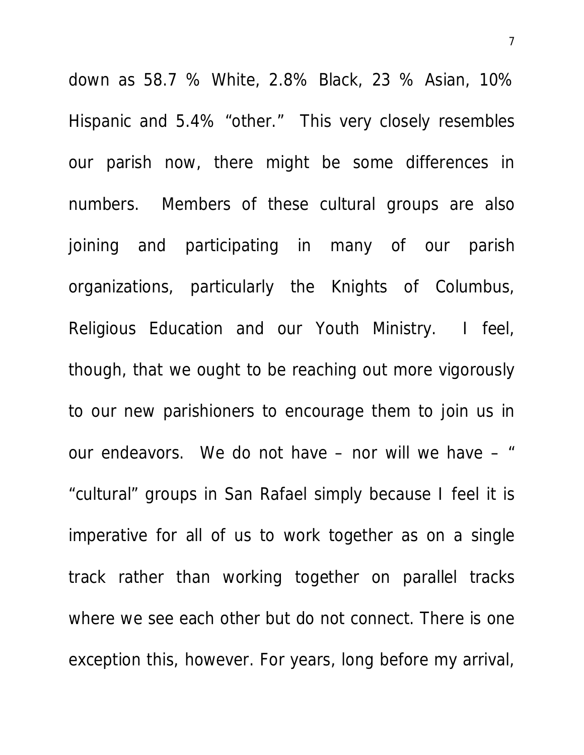down as 58.7 % White, 2.8% Black, 23 % Asian, 10% Hispanic and 5.4% "other." This very closely resembles our parish now, there might be some differences in numbers. Members of these cultural groups are also joining and participating in many of our parish organizations, particularly the Knights of Columbus, Religious Education and our Youth Ministry. I feel, though, that we ought to be reaching out more vigorously to our new parishioners to encourage them to join us in our endeavors. We do not have – nor will we have – " "cultural" groups in San Rafael simply because I feel it is imperative for all of us to work together as on a single track rather than working together on parallel tracks where we see each other but do not connect. There is one exception this, however. For years, long before my arrival,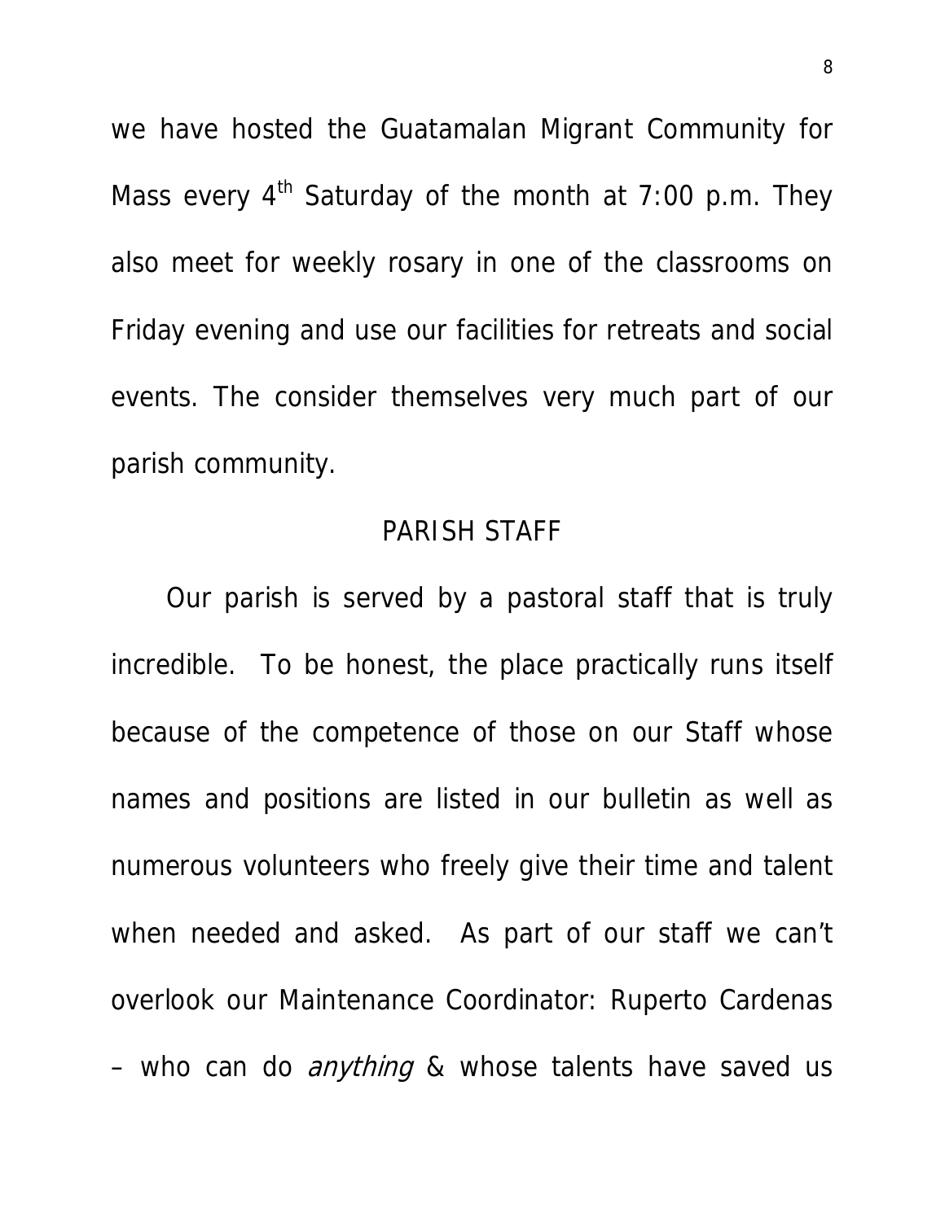we have hosted the Guatamalan Migrant Community for Mass every 4th Saturday of the month at 7:00 p.m. They also meet for weekly rosary in one of the classrooms on Friday evening and use our facilities for retreats and social events. The consider themselves very much part of our parish community.

## PARISH STAFF

Our parish is served by a pastoral staff that is truly incredible. To be honest, the place practically runs itself because of the competence of those on our Staff whose names and positions are listed in our bulletin as well as numerous volunteers who freely give their time and talent when needed and asked. As part of our staff we can't overlook our Maintenance Coordinator: Ruperto Cardenas – who can do *anything* & whose talents have saved us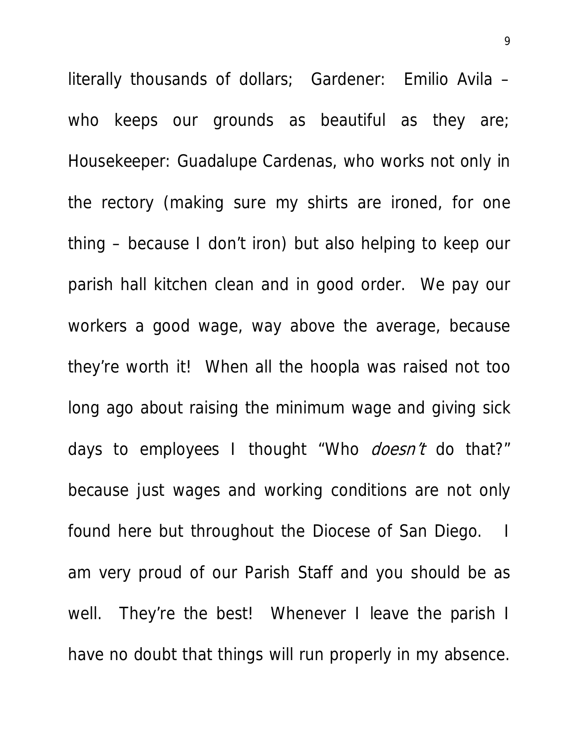literally thousands of dollars; Gardener: Emilio Avila – who keeps our grounds as beautiful as they are; Housekeeper: Guadalupe Cardenas, who works not only in the rectory (making sure my shirts are ironed, for one thing – because I don't iron) but also helping to keep our parish hall kitchen clean and in good order. We pay our workers a good wage, way above the average, because they're worth it! When all the hoopla was raised not too long ago about raising the minimum wage and giving sick days to employees I thought "Who *doesn't* do that?" because just wages and working conditions are not only found here but throughout the Diocese of San Diego. I am very proud of our Parish Staff and you should be as well. They're the best! Whenever I leave the parish I have no doubt that things will run properly in my absence.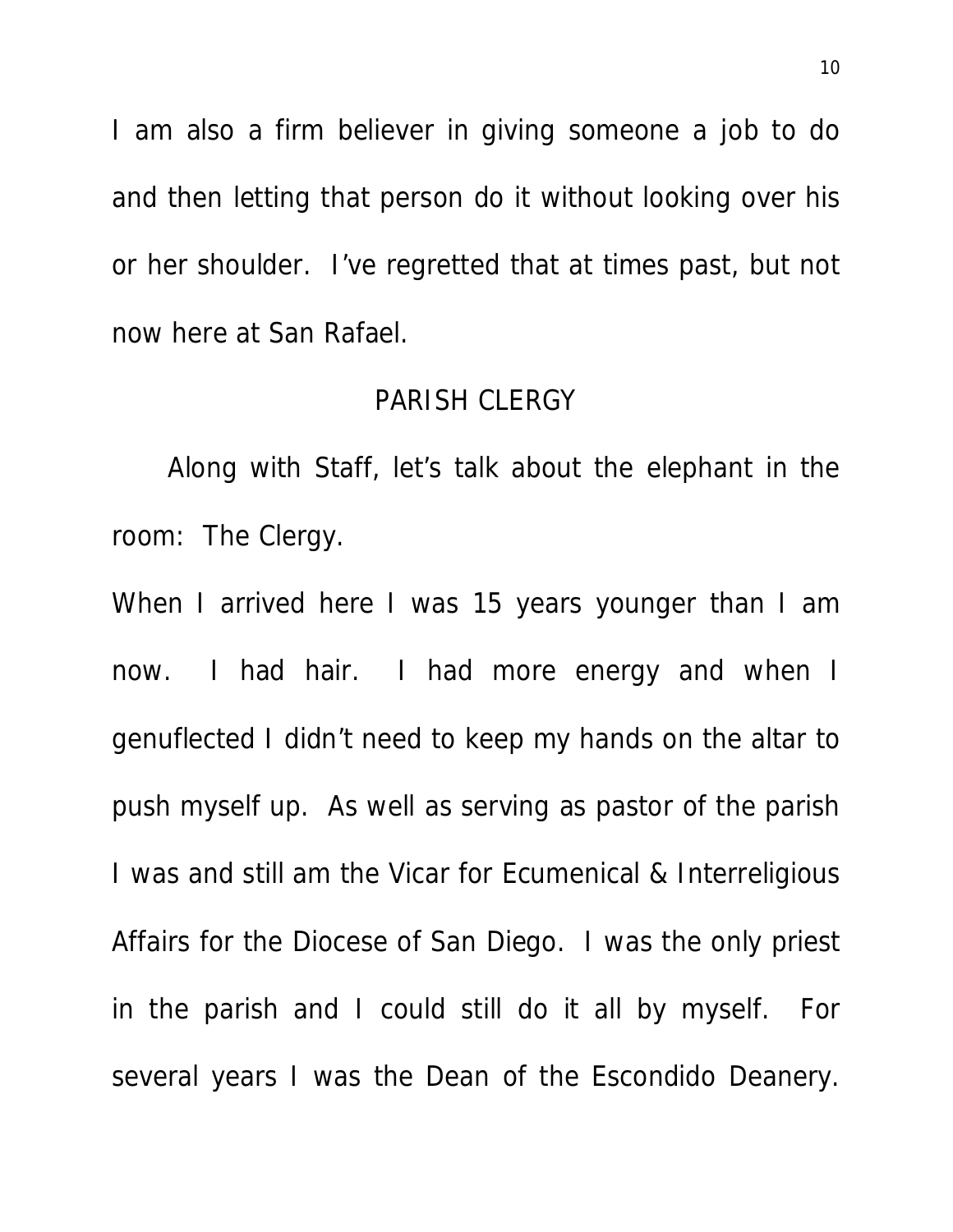I am also a firm believer in giving someone a job to do and then letting that person do it without looking over his or her shoulder. I've regretted that at times past, but not now here at San Rafael.

## PARISH CLERGY

Along with Staff, let's talk about the elephant in the room: The Clergy.

When I arrived here I was 15 years younger than I am now. I had hair. I had more energy and when I genuflected I didn't need to keep my hands on the altar to push myself up. As well as serving as pastor of the parish I was and still am the Vicar for Ecumenical & Interreligious Affairs for the Diocese of San Diego. I was the only priest in the parish and I could still do it all by myself. For several years I was the Dean of the Escondido Deanery.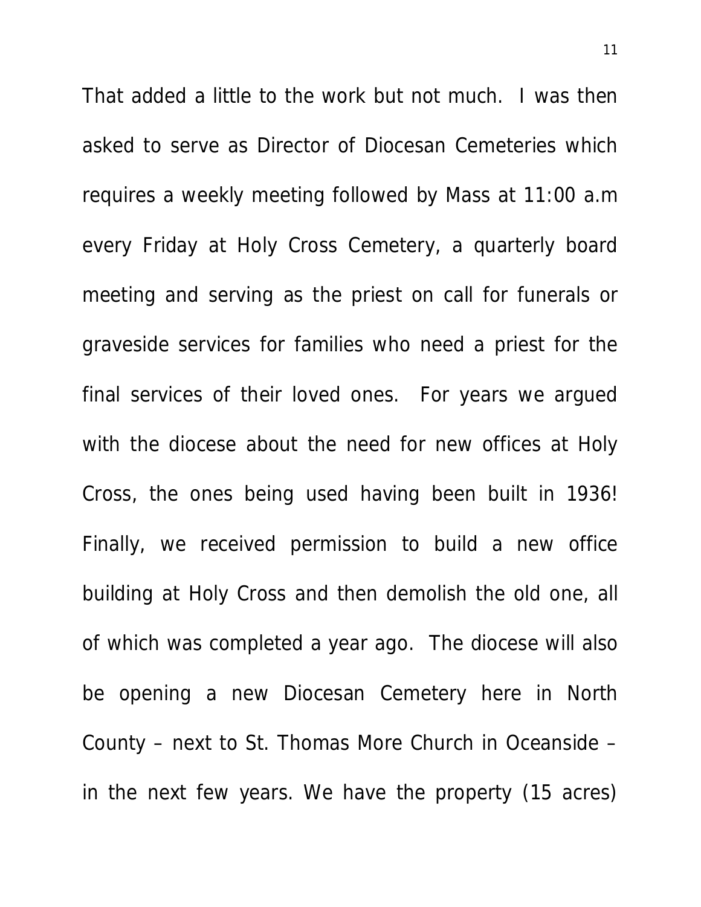That added a little to the work but not much. I was then asked to serve as Director of Diocesan Cemeteries which requires a weekly meeting followed by Mass at 11:00 a.m every Friday at Holy Cross Cemetery, a quarterly board meeting and serving as the priest on call for funerals or graveside services for families who need a priest for the final services of their loved ones. For years we argued with the diocese about the need for new offices at Holy Cross, the ones being used having been built in 1936! Finally, we received permission to build a new office building at Holy Cross and then demolish the old one, all of which was completed a year ago. The diocese will also be opening a new Diocesan Cemetery here in North County – next to St. Thomas More Church in Oceanside – in the next few years. We have the property (15 acres)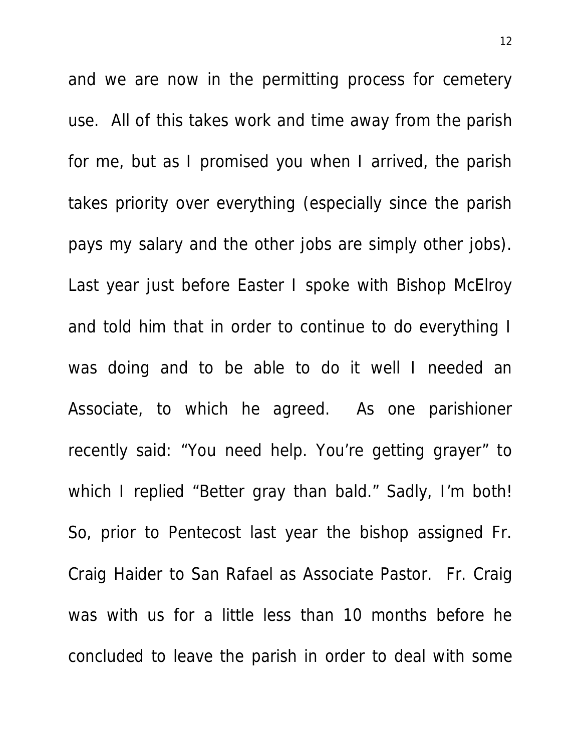and we are now in the permitting process for cemetery use. All of this takes work and time away from the parish for me, but as I promised you when I arrived, the parish takes priority over everything (especially since the parish pays my salary and the other jobs are simply other jobs). Last year just before Easter I spoke with Bishop McElroy and told him that in order to continue to do everything I was doing and to be able to do it well I needed an Associate, to which he agreed. As one parishioner recently said: "You need help. You're getting grayer" to which I replied "Better gray than bald." Sadly, I'm both! So, prior to Pentecost last year the bishop assigned Fr. Craig Haider to San Rafael as Associate Pastor. Fr. Craig was with us for a little less than 10 months before he concluded to leave the parish in order to deal with some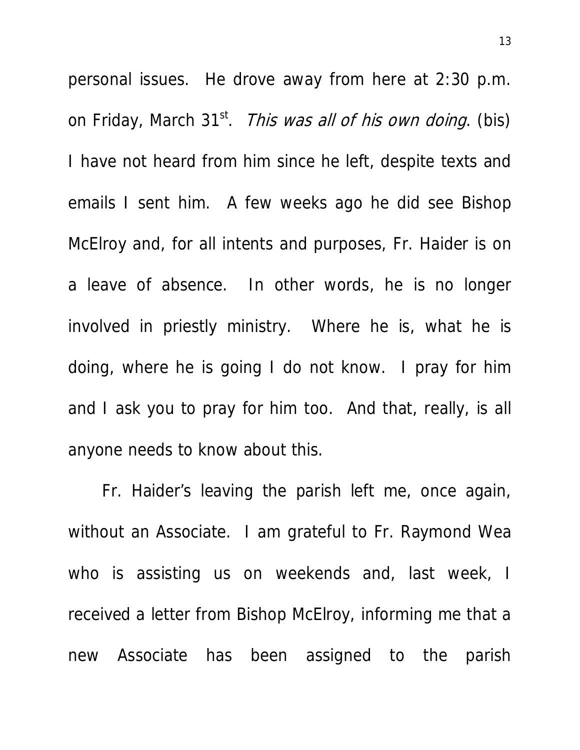personal issues. He drove away from here at 2:30 p.m. on Friday, March 31st. *This was all of his own doing*. (bis) I have not heard from him since he left, despite texts and emails I sent him. A few weeks ago he did see Bishop McElroy and, for all intents and purposes, Fr. Haider is on a leave of absence. In other words, he is no longer involved in priestly ministry. Where he is, what he is doing, where he is going I do not know. I pray for him and I ask you to pray for him too. And that, really, is all anyone needs to know about this.

Fr. Haider's leaving the parish left me, once again, without an Associate. I am grateful to Fr. Raymond Wea who is assisting us on weekends and, last week, I received a letter from Bishop McElroy, informing me that a new Associate has been assigned to the parish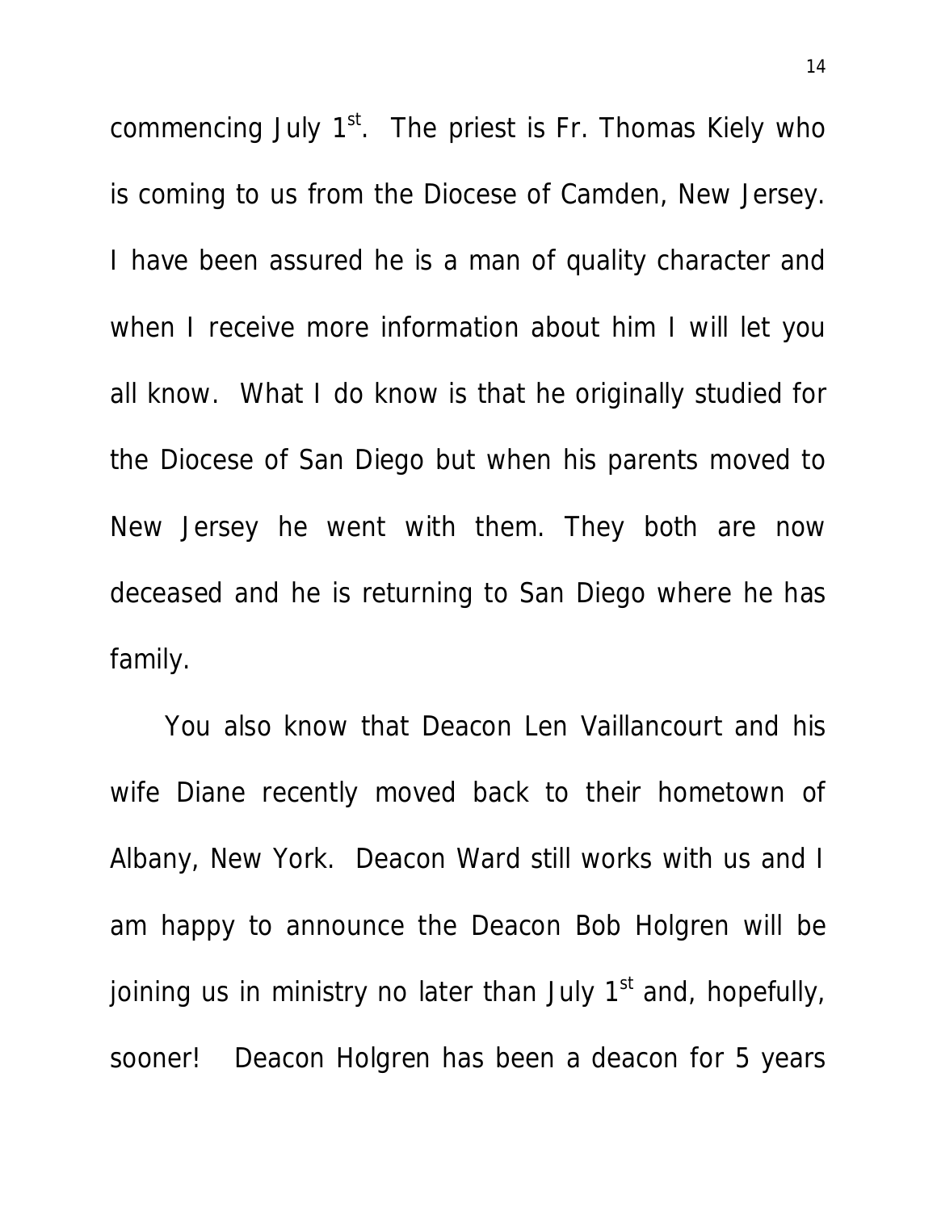commencing July 1st. The priest is Fr. Thomas Kiely who is coming to us from the Diocese of Camden, New Jersey. I have been assured he is a man of quality character and when I receive more information about him I will let you all know. What I do know is that he originally studied for the Diocese of San Diego but when his parents moved to New Jersey he went with them. They both are now deceased and he is returning to San Diego where he has family.

You also know that Deacon Len Vaillancourt and his wife Diane recently moved back to their hometown of Albany, New York. Deacon Ward still works with us and I am happy to announce the Deacon Bob Holgren will be joining us in ministry no later than July 1st and, hopefully, sooner! Deacon Holgren has been a deacon for 5 years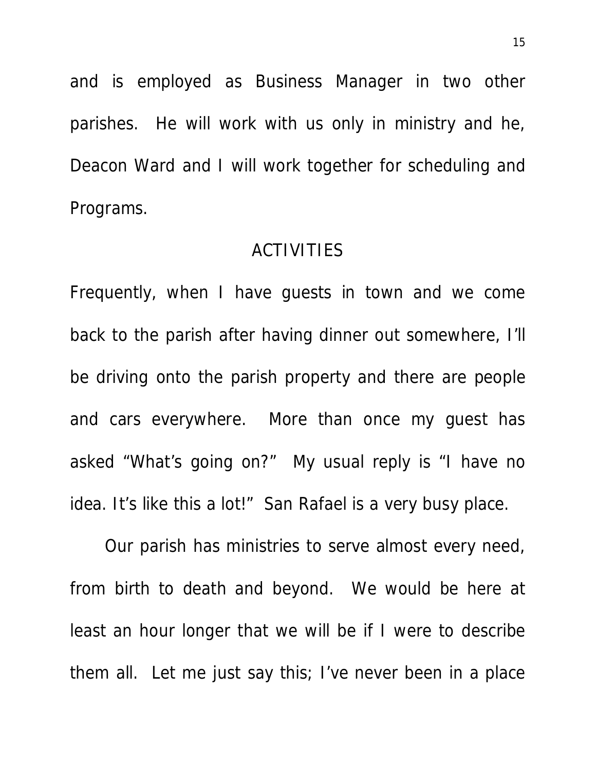and is employed as Business Manager in two other parishes. He will work with us only in ministry and he, Deacon Ward and I will work together for scheduling and Programs.

## ACTIVITIES

Frequently, when I have guests in town and we come back to the parish after having dinner out somewhere, I'll be driving onto the parish property and there are people and cars everywhere. More than once my guest has asked "What's going on?" My usual reply is "I have no idea. It's like this a lot!" San Rafael is a very busy place.

Our parish has ministries to serve almost every need, from birth to death and beyond. We would be here at least an hour longer that we will be if I were to describe them all. Let me just say this; I've never been in a place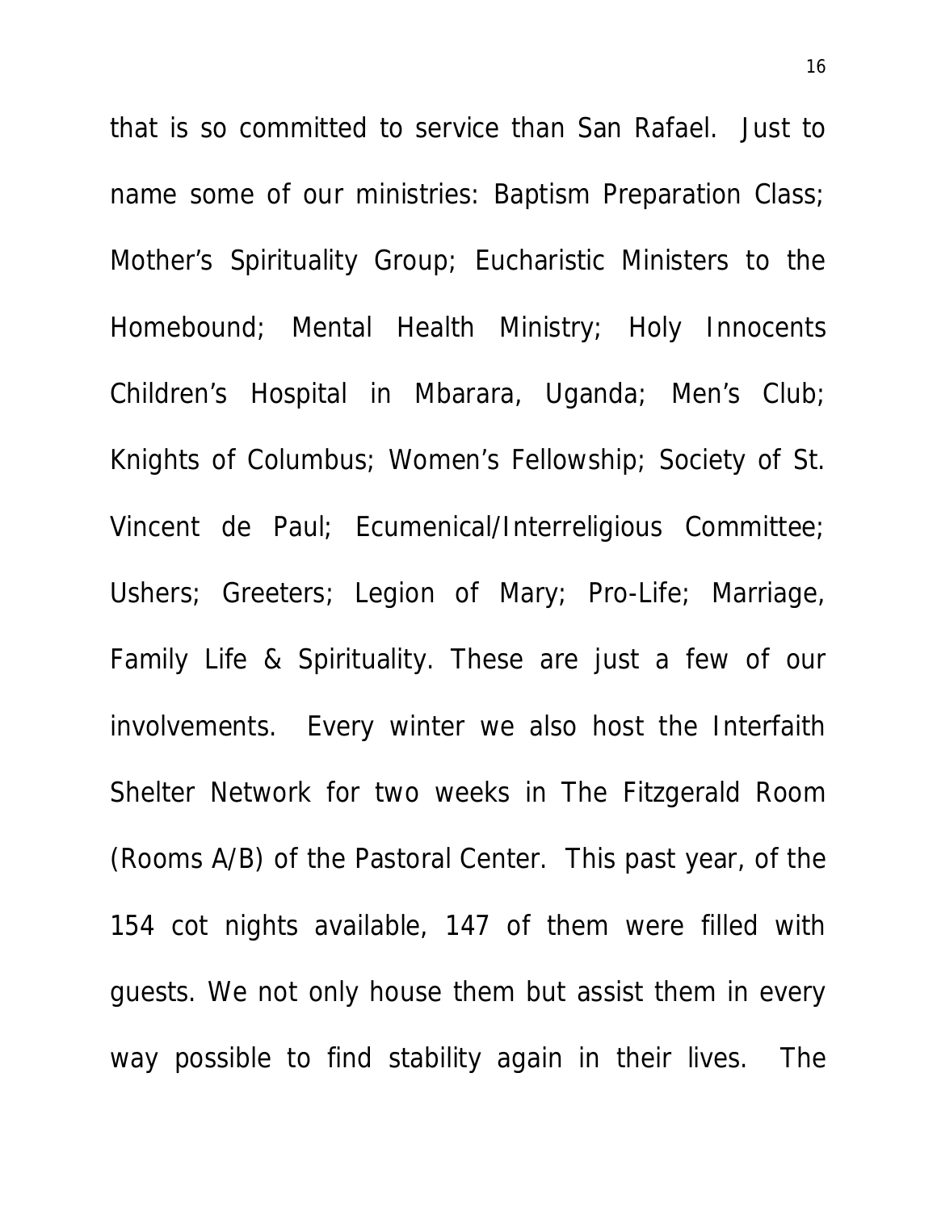that is so committed to service than San Rafael. Just to name some of our ministries: Baptism Preparation Class; Mother's Spirituality Group; Eucharistic Ministers to the Homebound; Mental Health Ministry; Holy Innocents Children's Hospital in Mbarara, Uganda; Men's Club; Knights of Columbus; Women's Fellowship; Society of St. Vincent de Paul; Ecumenical/Interreligious Committee; Ushers; Greeters; Legion of Mary; Pro-Life; Marriage, Family Life & Spirituality. These are just a few of our involvements. Every winter we also host the Interfaith Shelter Network for two weeks in The Fitzgerald Room (Rooms A/B) of the Pastoral Center. This past year, of the 154 cot nights available, 147 of them were filled with guests. We not only house them but assist them in every way possible to find stability again in their lives. The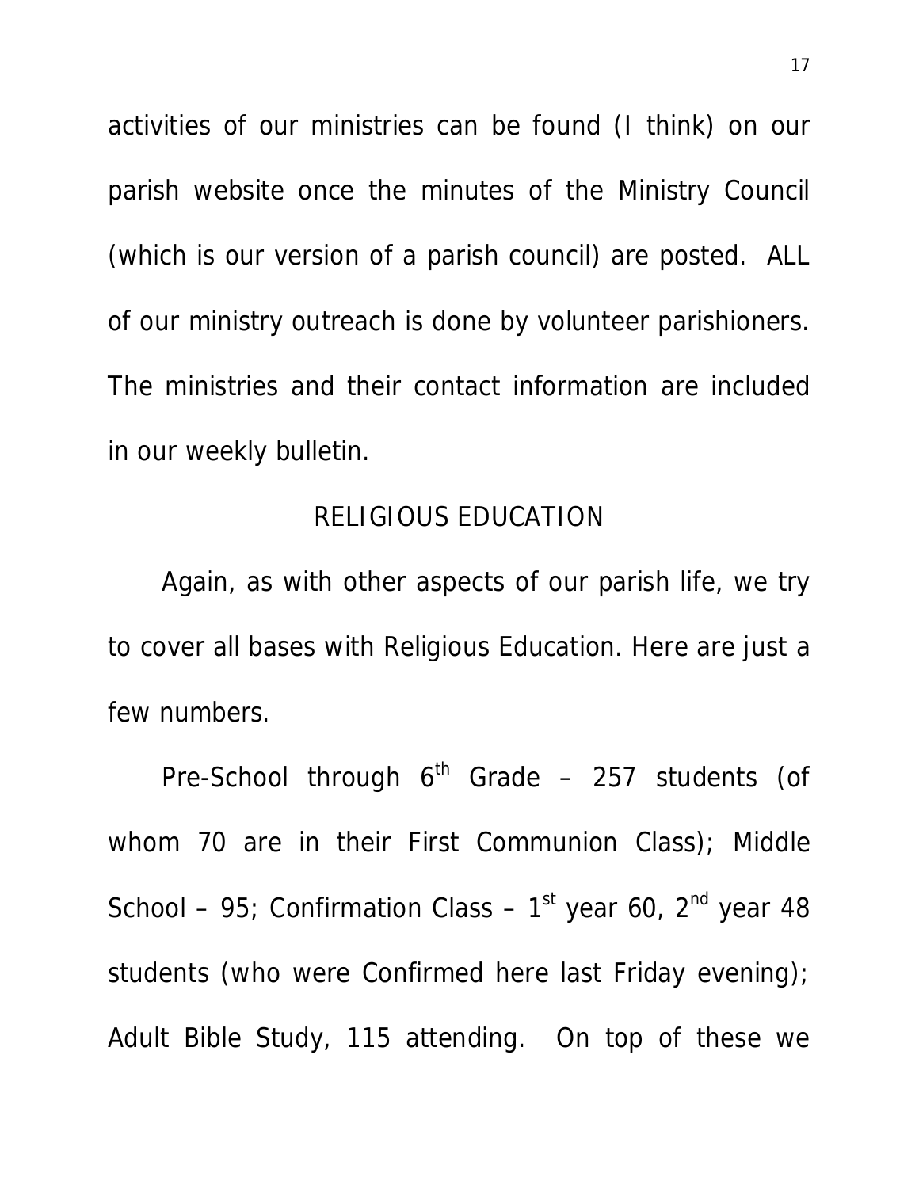activities of our ministries can be found (I think) on our parish website once the minutes of the Ministry Council (which is our version of a parish council) are posted. ALL of our ministry outreach is done by volunteer parishioners. The ministries and their contact information are included in our weekly bulletin.

## RELIGIOUS EDUCATION

Again, as with other aspects of our parish life, we try to cover all bases with Religious Education. Here are just a few numbers.

Pre-School through 6th Grade – 257 students (of whom 70 are in their First Communion Class); Middle School – 95; Confirmation Class – 1st year 60, 2nd year 48 students (who were Confirmed here last Friday evening); Adult Bible Study, 115 attending. On top of these we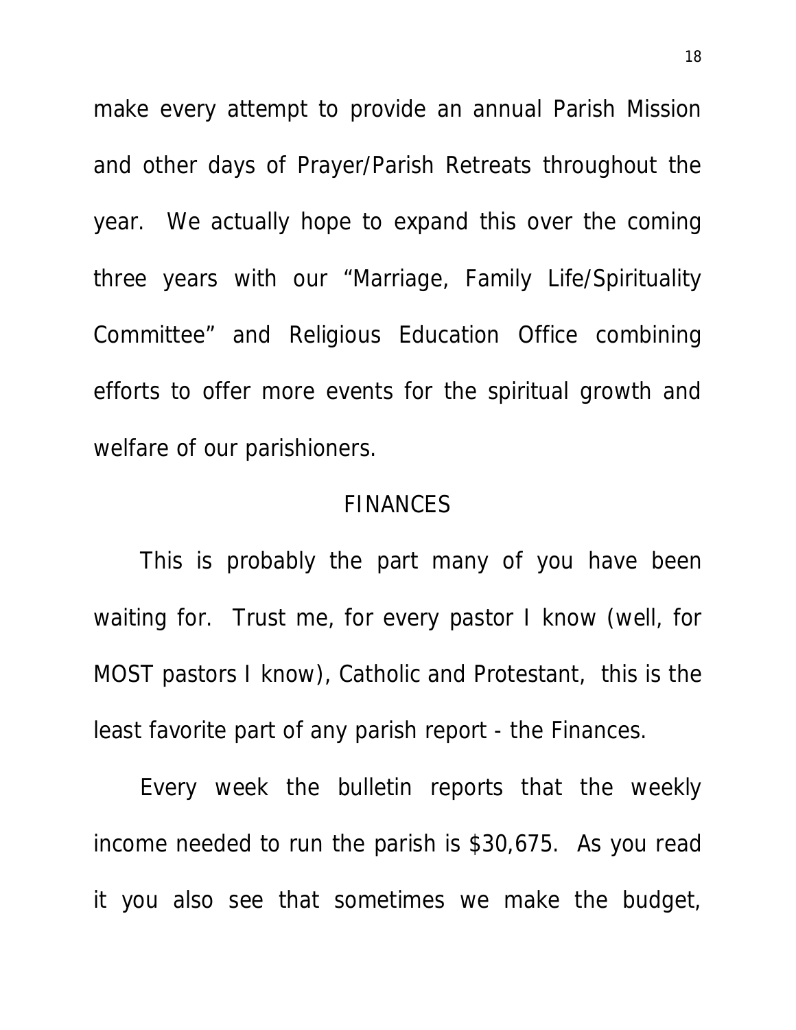make every attempt to provide an annual Parish Mission and other days of Prayer/Parish Retreats throughout the year. We actually hope to expand this over the coming three years with our "Marriage, Family Life/Spirituality Committee" and Religious Education Office combining efforts to offer more events for the spiritual growth and welfare of our parishioners.

## FINANCES

This is probably the part many of you have been waiting for. Trust me, for every pastor I know (well, for MOST pastors I know), Catholic and Protestant, this is the least favorite part of any parish report - the Finances.

Every week the bulletin reports that the weekly income needed to run the parish is $30,675. As you read it you also see that sometimes we make the budget,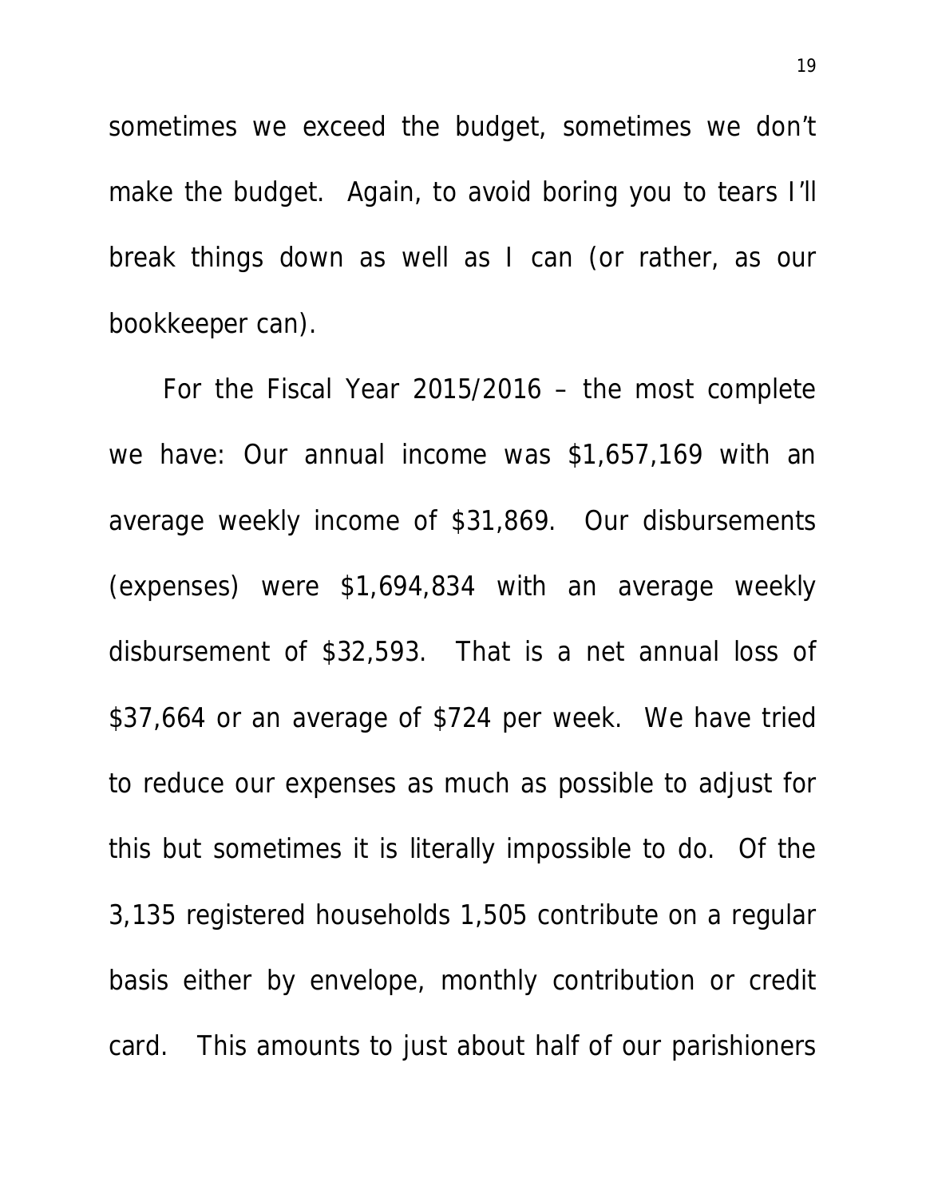sometimes we exceed the budget, sometimes we don't make the budget. Again, to avoid boring you to tears I'll break things down as well as I can (or rather, as our bookkeeper can).

For the Fiscal Year 2015/2016 – the most complete we have: Our annual income was $1,657,169 with an average weekly income of $31,869. Our disbursements (expenses) were $1,694,834 with an average weekly disbursement of $32,593. That is a net annual loss of $37,664 or an average of $724 per week. We have tried to reduce our expenses as much as possible to adjust for this but sometimes it is literally impossible to do. Of the 3,135 registered households 1,505 contribute on a regular basis either by envelope, monthly contribution or credit card. This amounts to just about half of our parishioners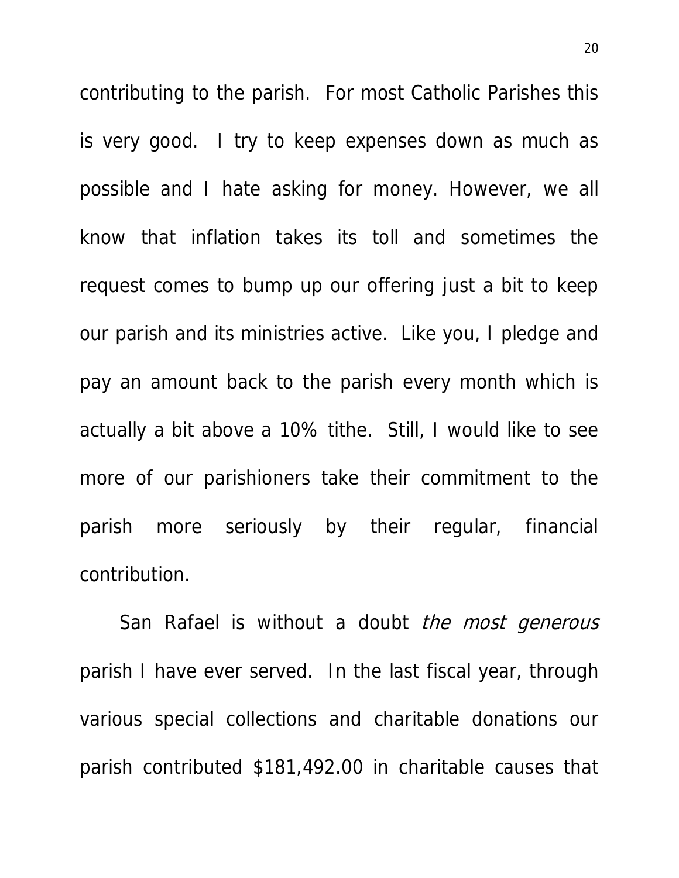contributing to the parish. For most Catholic Parishes this is very good. I try to keep expenses down as much as possible and I hate asking for money. However, we all know that inflation takes its toll and sometimes the request comes to bump up our offering just a bit to keep our parish and its ministries active. Like you, I pledge and pay an amount back to the parish every month which is actually a bit above a 10% tithe. Still, I would like to see more of our parishioners take their commitment to the parish more seriously by their regular, financial contribution.

San Rafael is without a doubt *the most generous* parish I have ever served. In the last fiscal year, through various special collections and charitable donations our parish contributed $181,492.00 in charitable causes that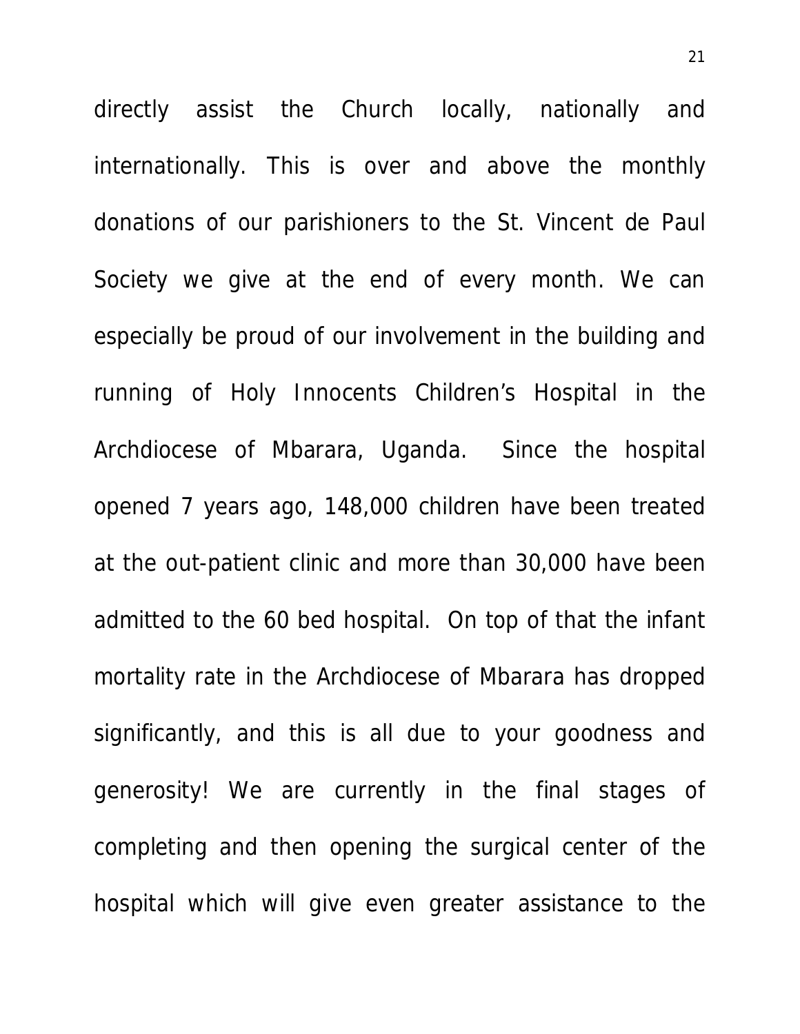directly assist the Church locally, nationally and internationally. This is over and above the monthly donations of our parishioners to the St. Vincent de Paul Society we give at the end of every month. We can especially be proud of our involvement in the building and running of Holy Innocents Children's Hospital in the Archdiocese of Mbarara, Uganda. Since the hospital opened 7 years ago, 148,000 children have been treated at the out-patient clinic and more than 30,000 have been admitted to the 60 bed hospital. On top of that the infant mortality rate in the Archdiocese of Mbarara has dropped significantly, and this is all due to your goodness and generosity! We are currently in the final stages of completing and then opening the surgical center of the hospital which will give even greater assistance to the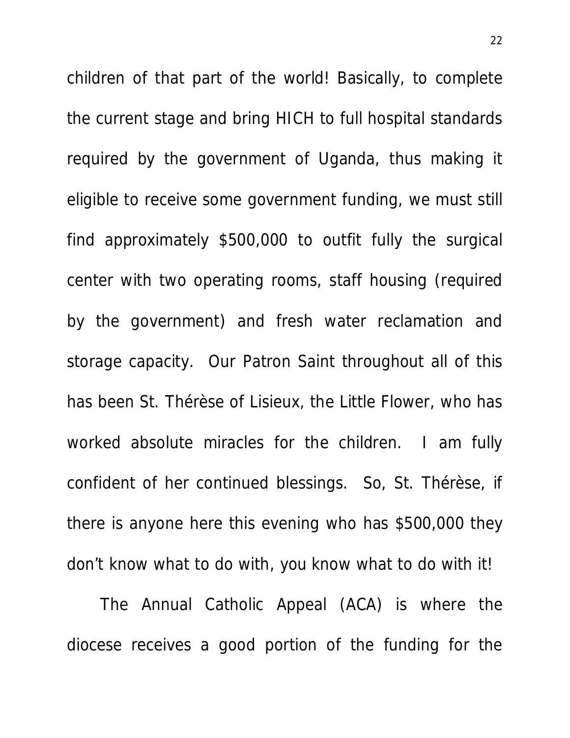children of that part of the world! Basically, to complete the current stage and bring HICH to full hospital standards required by the government of Uganda, thus making it eligible to receive some government funding, we must still find approximately $500,000 to outfit fully the surgical center with two operating rooms, staff housing (required by the government) and fresh water reclamation and storage capacity. Our Patron Saint throughout all of this has been St. Thérèse of Lisieux, the Little Flower, who has worked absolute miracles for the children. I am fully confident of her continued blessings. So, St. Thérèse, if there is anyone here this evening who has $500,000 they don't know what to do with, you know what to do with it!

The Annual Catholic Appeal (ACA) is where the diocese receives a good portion of the funding for the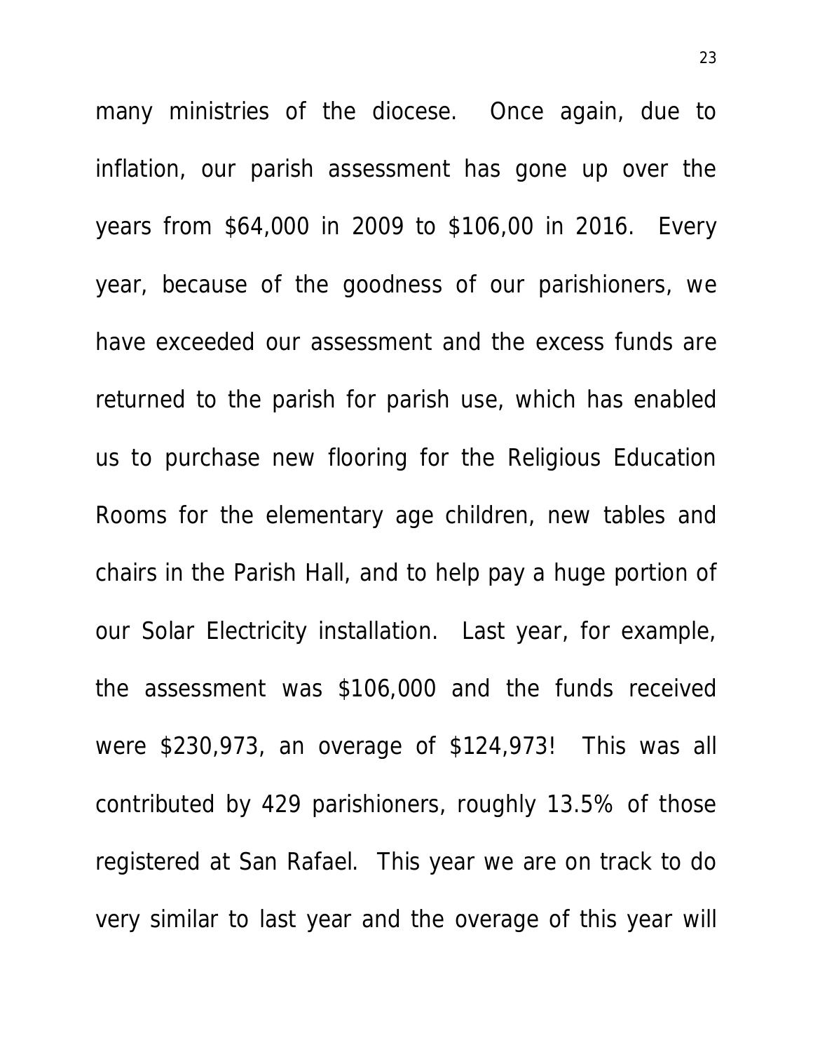many ministries of the diocese. Once again, due to inflation, our parish assessment has gone up over the years from $64,000 in 2009 to $106,00 in 2016. Every year, because of the goodness of our parishioners, we have exceeded our assessment and the excess funds are returned to the parish for parish use, which has enabled us to purchase new flooring for the Religious Education Rooms for the elementary age children, new tables and chairs in the Parish Hall, and to help pay a huge portion of our Solar Electricity installation. Last year, for example, the assessment was $106,000 and the funds received were $230,973, an overage of $124,973! This was all contributed by 429 parishioners, roughly 13.5% of those registered at San Rafael. This year we are on track to do very similar to last year and the overage of this year will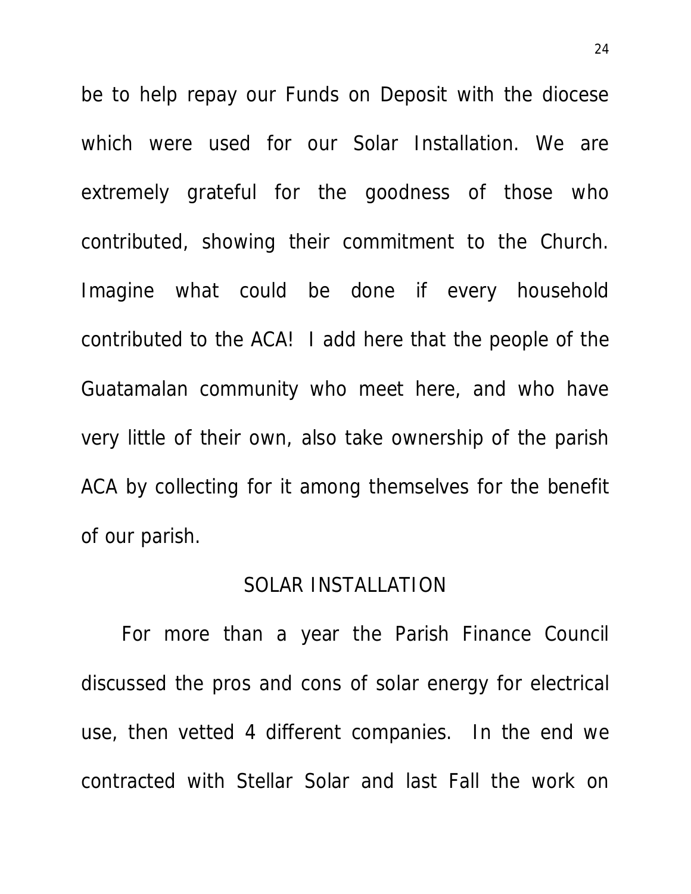be to help repay our Funds on Deposit with the diocese which were used for our Solar Installation. We are extremely grateful for the goodness of those who contributed, showing their commitment to the Church. Imagine what could be done if every household contributed to the ACA! I add here that the people of the Guatamalan community who meet here, and who have very little of their own, also take ownership of the parish ACA by collecting for it among themselves for the benefit of our parish.

## SOLAR INSTALLATION

For more than a year the Parish Finance Council discussed the pros and cons of solar energy for electrical use, then vetted 4 different companies. In the end we contracted with Stellar Solar and last Fall the work on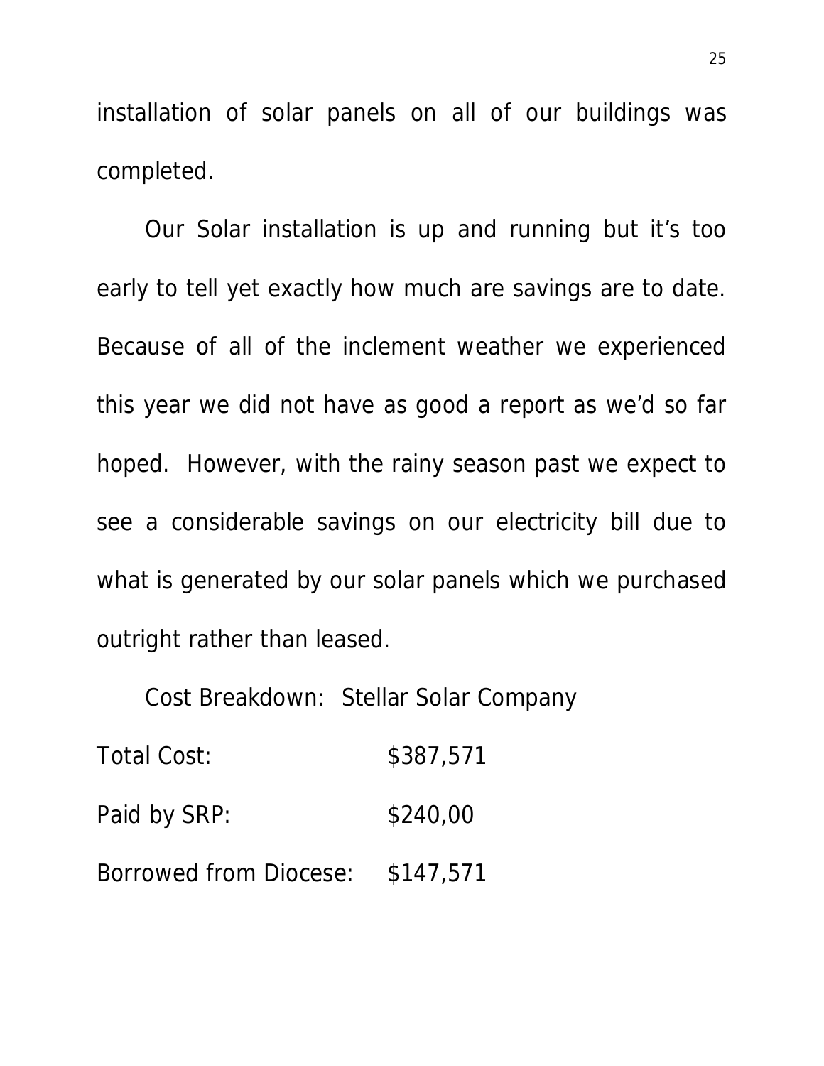installation of solar panels on all of our buildings was completed.

Our Solar installation is up and running but it's too early to tell yet exactly how much are savings are to date. Because of all of the inclement weather we experienced this year we did not have as good a report as we'd so far hoped. However, with the rainy season past we expect to see a considerable savings on our electricity bill due to what is generated by our solar panels which we purchased outright rather than leased.

Cost Breakdown: Stellar Solar Company

Total Cost: $387,571

Paid by SRP: $240,00

Borrowed from Diocese: $147,571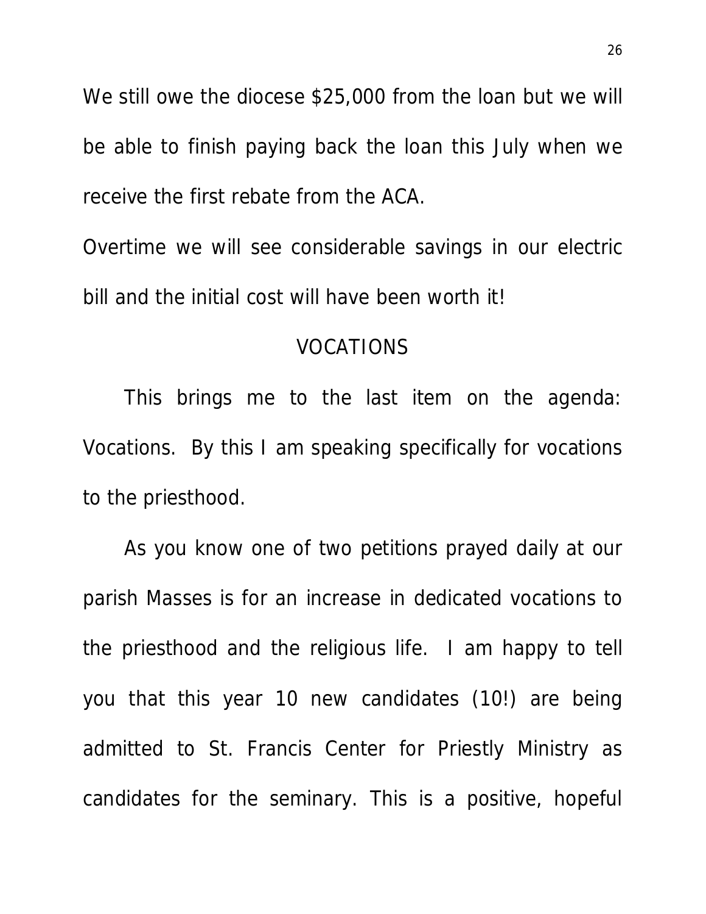We still owe the diocese $25,000 from the loan but we will be able to finish paying back the loan this July when we receive the first rebate from the ACA.

Overtime we will see considerable savings in our electric bill and the initial cost will have been worth it!

## VOCATIONS

This brings me to the last item on the agenda: Vocations. By this I am speaking specifically for vocations to the priesthood.

As you know one of two petitions prayed daily at our parish Masses is for an increase in dedicated vocations to the priesthood and the religious life. I am happy to tell you that this year 10 new candidates (10!) are being admitted to St. Francis Center for Priestly Ministry as candidates for the seminary. This is a positive, hopeful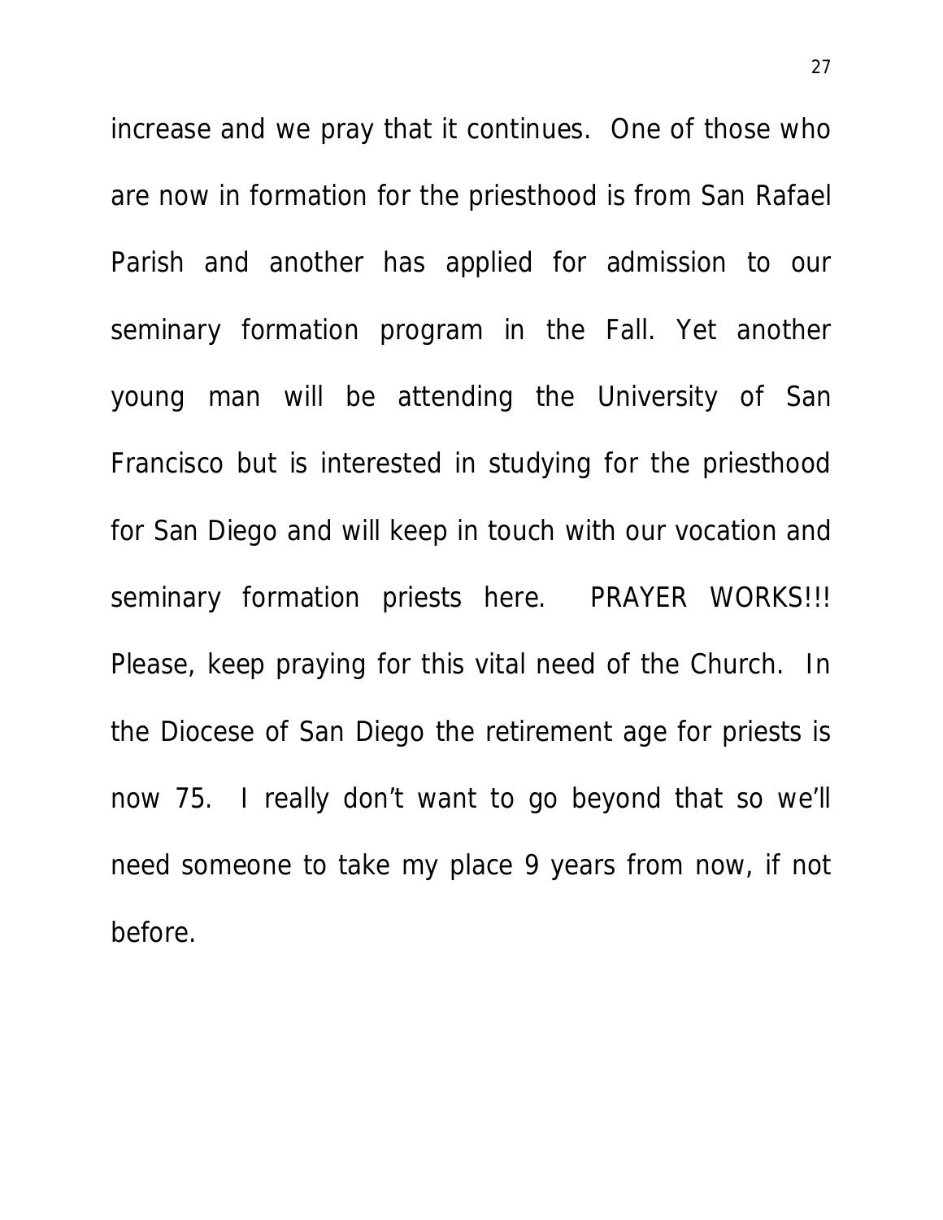increase and we pray that it continues. One of those who are now in formation for the priesthood is from San Rafael Parish and another has applied for admission to our seminary formation program in the Fall. Yet another young man will be attending the University of San Francisco but is interested in studying for the priesthood for San Diego and will keep in touch with our vocation and seminary formation priests here. PRAYER WORKS!!! Please, keep praying for this vital need of the Church. In the Diocese of San Diego the retirement age for priests is now 75. I really don't want to go beyond that so we'll need someone to take my place 9 years from now, if not before.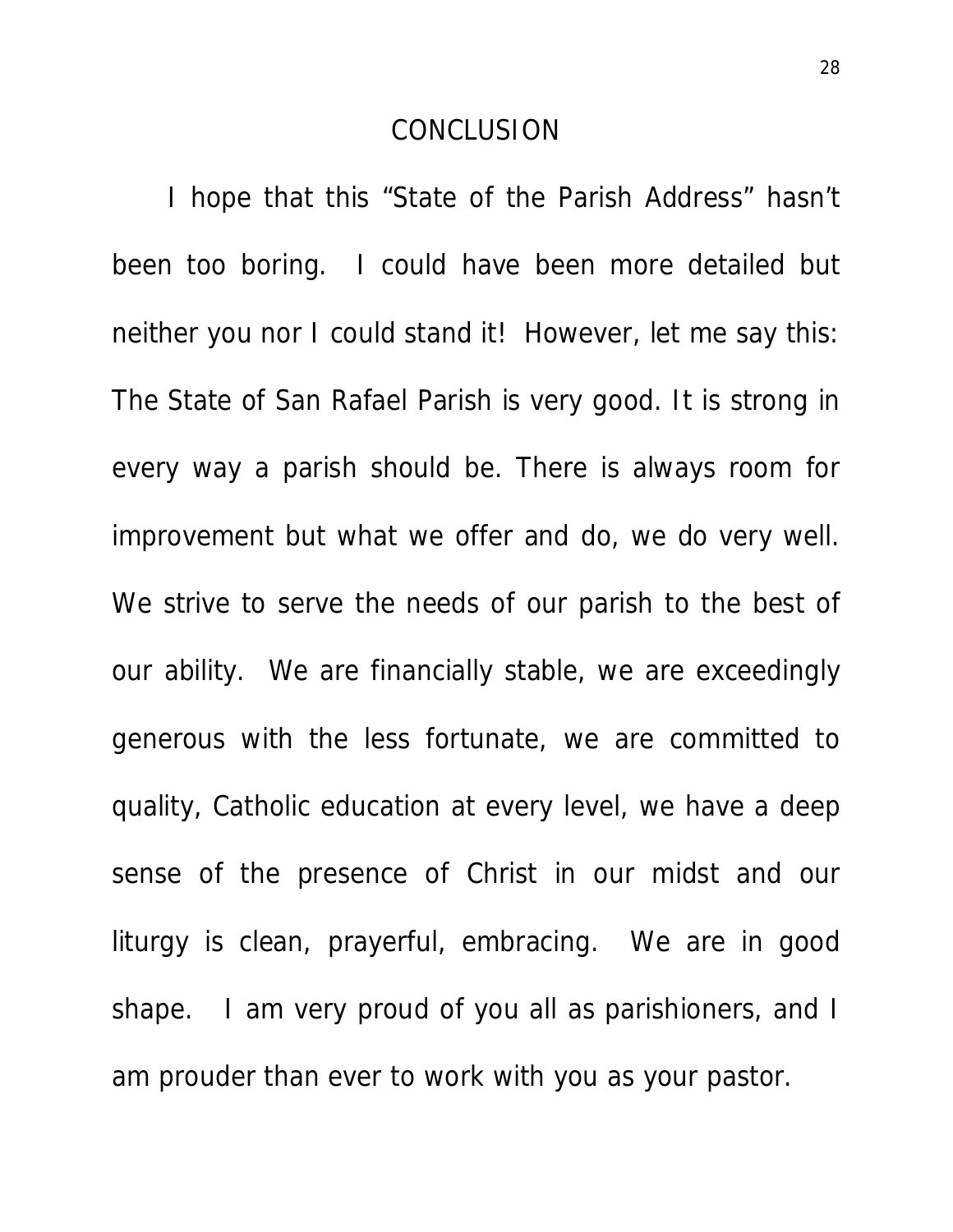## CONCLUSION

I hope that this "State of the Parish Address" hasn't been too boring. I could have been more detailed but neither you nor I could stand it! However, let me say this: The State of San Rafael Parish is very good. It is strong in every way a parish should be. There is always room for improvement but what we offer and do, we do very well. We strive to serve the needs of our parish to the best of our ability. We are financially stable, we are exceedingly generous with the less fortunate, we are committed to quality, Catholic education at every level, we have a deep sense of the presence of Christ in our midst and our liturgy is clean, prayerful, embracing. We are in good shape. I am very proud of you all as parishioners, and I am prouder than ever to work with you as your pastor.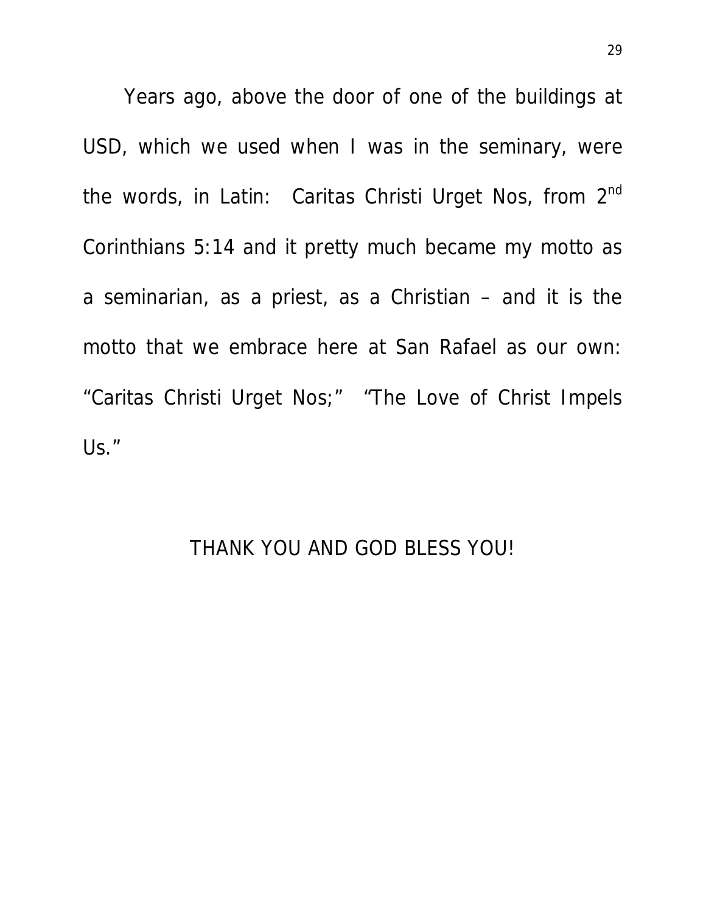Years ago, above the door of one of the buildings at USD, which we used when I was in the seminary, were the words, in Latin: Caritas Christi Urget Nos, from 2nd Corinthians 5:14 and it pretty much became my motto as a seminarian, as a priest, as a Christian – and it is the motto that we embrace here at San Rafael as our own: "Caritas Christi Urget Nos;" "The Love of Christ Impels Us."

THANK YOU AND GOD BLESS YOU!